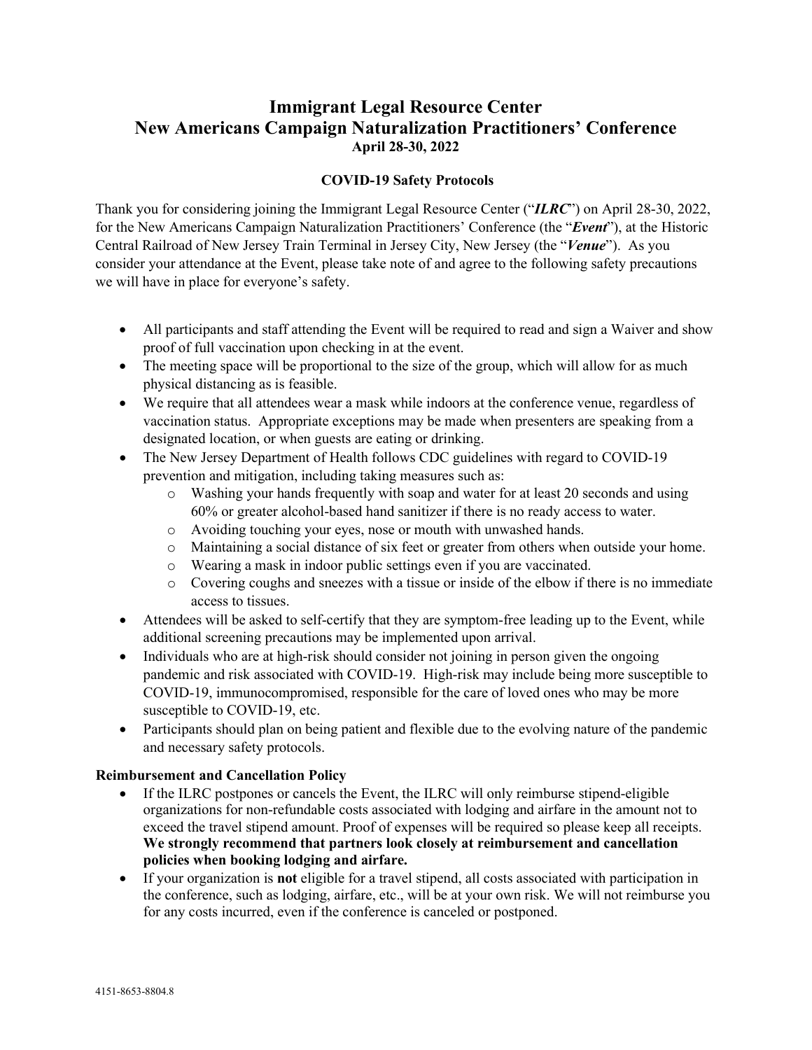# Immigrant Legal Resource Center
# New Americans Campaign Naturalization Practitioners' Conference

**April 28-30, 2022**

**COVID-19 Safety Protocols**

Thank you for considering joining the Immigrant Legal Resource Center ("***ILRC***") on April 28-30, 2022, for the New Americans Campaign Naturalization Practitioners' Conference (the "***Event***"), at the Historic Central Railroad of New Jersey Train Terminal in Jersey City, New Jersey (the "***Venue***"). As you consider your attendance at the Event, please take note of and agree to the following safety precautions we will have in place for everyone's safety.

- All participants and staff attending the Event will be required to read and sign a Waiver and show proof of full vaccination upon checking in at the event.
- The meeting space will be proportional to the size of the group, which will allow for as much physical distancing as is feasible.
- We require that all attendees wear a mask while indoors at the conference venue, regardless of vaccination status. Appropriate exceptions may be made when presenters are speaking from a designated location, or when guests are eating or drinking.
- The New Jersey Department of Health follows CDC guidelines with regard to COVID-19 prevention and mitigation, including taking measures such as:
    - Washing your hands frequently with soap and water for at least 20 seconds and using 60% or greater alcohol-based hand sanitizer if there is no ready access to water.
    - Avoiding touching your eyes, nose or mouth with unwashed hands.
    - Maintaining a social distance of six feet or greater from others when outside your home.
    - Wearing a mask in indoor public settings even if you are vaccinated.
    - Covering coughs and sneezes with a tissue or inside of the elbow if there is no immediate access to tissues.
- Attendees will be asked to self-certify that they are symptom-free leading up to the Event, while additional screening precautions may be implemented upon arrival.
- Individuals who are at high-risk should consider not joining in person given the ongoing pandemic and risk associated with COVID-19. High-risk may include being more susceptible to COVID-19, immunocompromised, responsible for the care of loved ones who may be more susceptible to COVID-19, etc.
- Participants should plan on being patient and flexible due to the evolving nature of the pandemic and necessary safety protocols.

**Reimbursement and Cancellation Policy**

- If the ILRC postpones or cancels the Event, the ILRC will only reimburse stipend-eligible organizations for non-refundable costs associated with lodging and airfare in the amount not to exceed the travel stipend amount. Proof of expenses will be required so please keep all receipts. **We strongly recommend that partners look closely at reimbursement and cancellation policies when booking lodging and airfare.**
- If your organization is **not** eligible for a travel stipend, all costs associated with participation in the conference, such as lodging, airfare, etc., will be at your own risk. We will not reimburse you for any costs incurred, even if the conference is canceled or postponed.

4151-8653-8804.8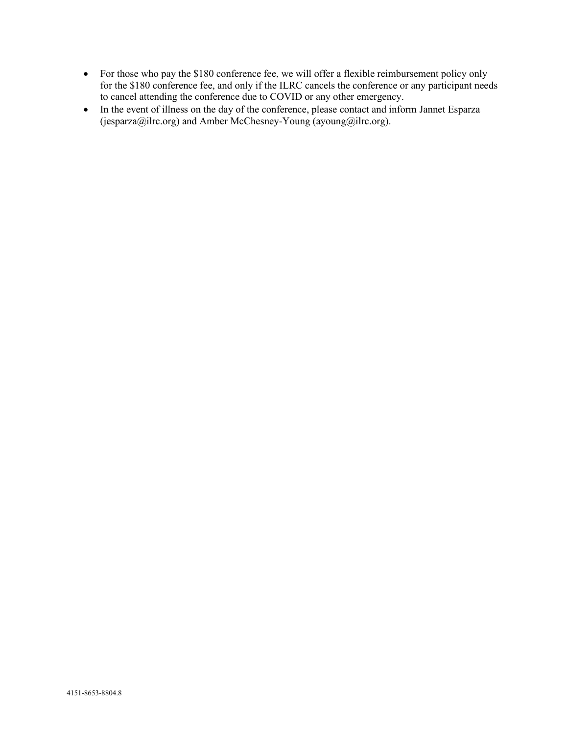- For those who pay the $180 conference fee, we will offer a flexible reimbursement policy only for the $180 conference fee, and only if the ILRC cancels the conference or any participant needs to cancel attending the conference due to COVID or any other emergency.
- In the event of illness on the day of the conference, please contact and inform Jannet Esparza (jesparza@ilrc.org) and Amber McChesney-Young (ayoung@ilrc.org).

4151-8653-8804.8